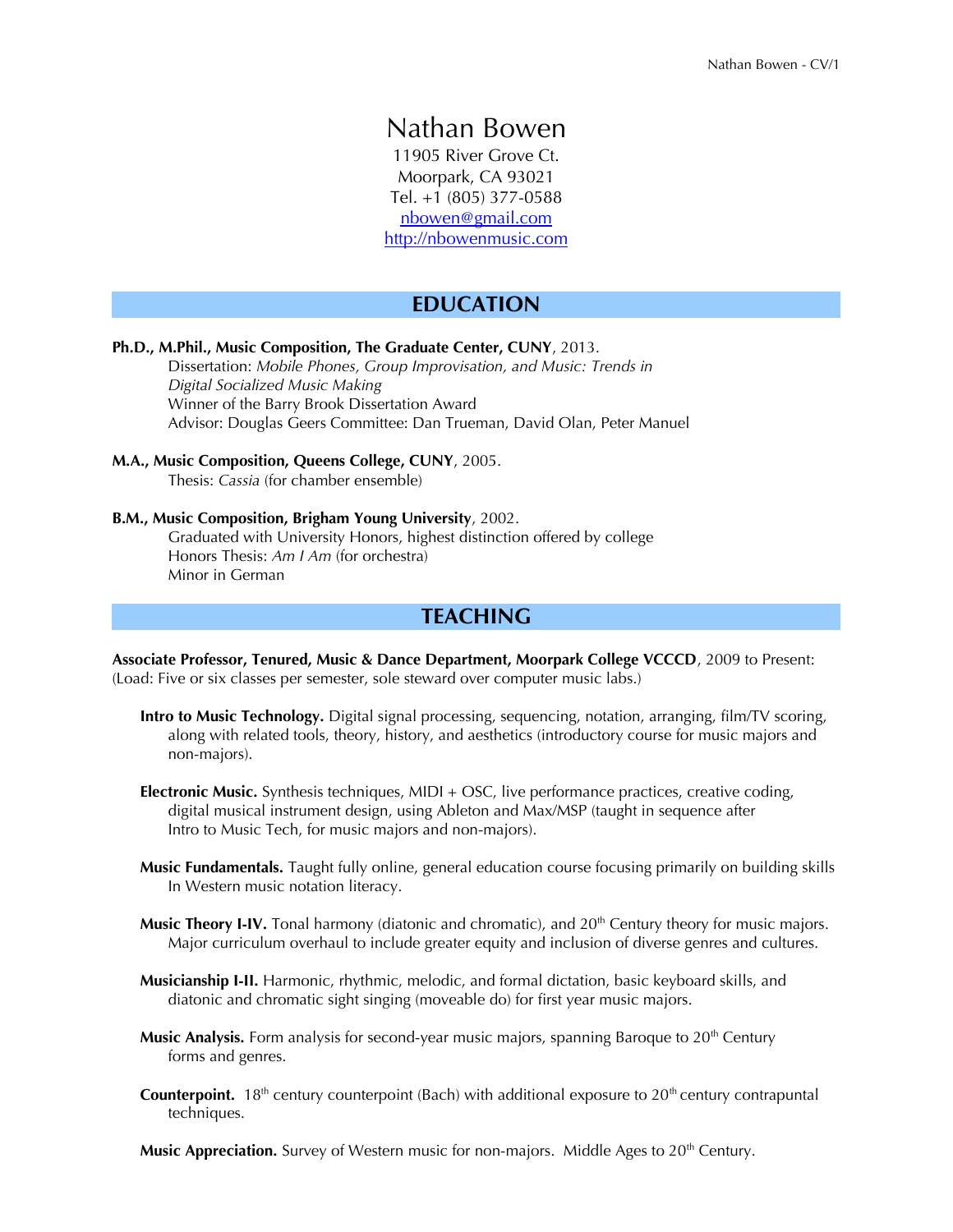# Nathan Bowen

11905 River Grove Ct.
Moorpark, CA 93021
Tel. +1 (805) 377-0588
nbowen@gmail.com
http://nbowenmusic.com

## EDUCATION

**Ph.D., M.Phil., Music Composition, The Graduate Center, CUNY**, 2013.
Dissertation: *Mobile Phones, Group Improvisation, and Music: Trends in Digital Socialized Music Making*
Winner of the Barry Brook Dissertation Award
Advisor: Douglas Geers Committee: Dan Trueman, David Olan, Peter Manuel

**M.A., Music Composition, Queens College, CUNY**, 2005.
Thesis: *Cassia* (for chamber ensemble)

**B.M., Music Composition, Brigham Young University**, 2002.
Graduated with University Honors, highest distinction offered by college
Honors Thesis: *Am I Am* (for orchestra)
Minor in German

## TEACHING

**Associate Professor, Tenured, Music & Dance Department, Moorpark College VCCCD**, 2009 to Present:
(Load: Five or six classes per semester, sole steward over computer music labs.)

**Intro to Music Technology.** Digital signal processing, sequencing, notation, arranging, film/TV scoring, along with related tools, theory, history, and aesthetics (introductory course for music majors and non-majors).

**Electronic Music.** Synthesis techniques, MIDI + OSC, live performance practices, creative coding, digital musical instrument design, using Ableton and Max/MSP (taught in sequence after Intro to Music Tech, for music majors and non-majors).

**Music Fundamentals.** Taught fully online, general education course focusing primarily on building skills In Western music notation literacy.

**Music Theory I-IV.** Tonal harmony (diatonic and chromatic), and 20th Century theory for music majors. Major curriculum overhaul to include greater equity and inclusion of diverse genres and cultures.

**Musicianship I-II.** Harmonic, rhythmic, melodic, and formal dictation, basic keyboard skills, and diatonic and chromatic sight singing (moveable do) for first year music majors.

**Music Analysis.** Form analysis for second-year music majors, spanning Baroque to 20th Century forms and genres.

**Counterpoint.** 18th century counterpoint (Bach) with additional exposure to 20th century contrapuntal techniques.

**Music Appreciation.** Survey of Western music for non-majors. Middle Ages to 20th Century.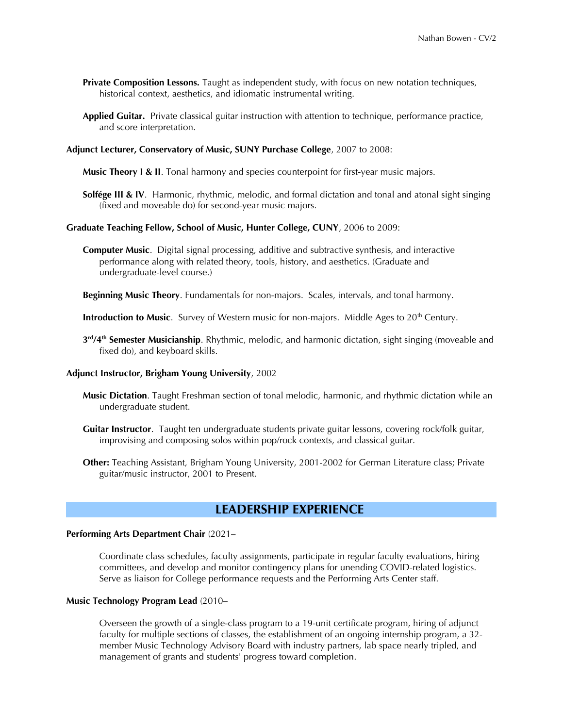**Private Composition Lessons.** Taught as independent study, with focus on new notation techniques, historical context, aesthetics, and idiomatic instrumental writing.

**Applied Guitar.** Private classical guitar instruction with attention to technique, performance practice, and score interpretation.

**Adjunct Lecturer, Conservatory of Music, SUNY Purchase College**, 2007 to 2008:

**Music Theory I & II**. Tonal harmony and species counterpoint for first-year music majors.

**Solfége III & IV**. Harmonic, rhythmic, melodic, and formal dictation and tonal and atonal sight singing (fixed and moveable do) for second-year music majors.

**Graduate Teaching Fellow, School of Music, Hunter College, CUNY**, 2006 to 2009:

**Computer Music**. Digital signal processing, additive and subtractive synthesis, and interactive performance along with related theory, tools, history, and aesthetics. (Graduate and undergraduate-level course.)

**Beginning Music Theory**. Fundamentals for non-majors. Scales, intervals, and tonal harmony.

**Introduction to Music**. Survey of Western music for non-majors. Middle Ages to 20th Century.

**3rd/4th Semester Musicianship**. Rhythmic, melodic, and harmonic dictation, sight singing (moveable and fixed do), and keyboard skills.

**Adjunct Instructor, Brigham Young University**, 2002

**Music Dictation**. Taught Freshman section of tonal melodic, harmonic, and rhythmic dictation while an undergraduate student.

**Guitar Instructor**. Taught ten undergraduate students private guitar lessons, covering rock/folk guitar, improvising and composing solos within pop/rock contexts, and classical guitar.

**Other:** Teaching Assistant, Brigham Young University, 2001-2002 for German Literature class; Private guitar/music instructor, 2001 to Present.

## LEADERSHIP EXPERIENCE

**Performing Arts Department Chair** (2021–

Coordinate class schedules, faculty assignments, participate in regular faculty evaluations, hiring committees, and develop and monitor contingency plans for unending COVID-related logistics. Serve as liaison for College performance requests and the Performing Arts Center staff.

**Music Technology Program Lead** (2010–

Overseen the growth of a single-class program to a 19-unit certificate program, hiring of adjunct faculty for multiple sections of classes, the establishment of an ongoing internship program, a 32-member Music Technology Advisory Board with industry partners, lab space nearly tripled, and management of grants and students' progress toward completion.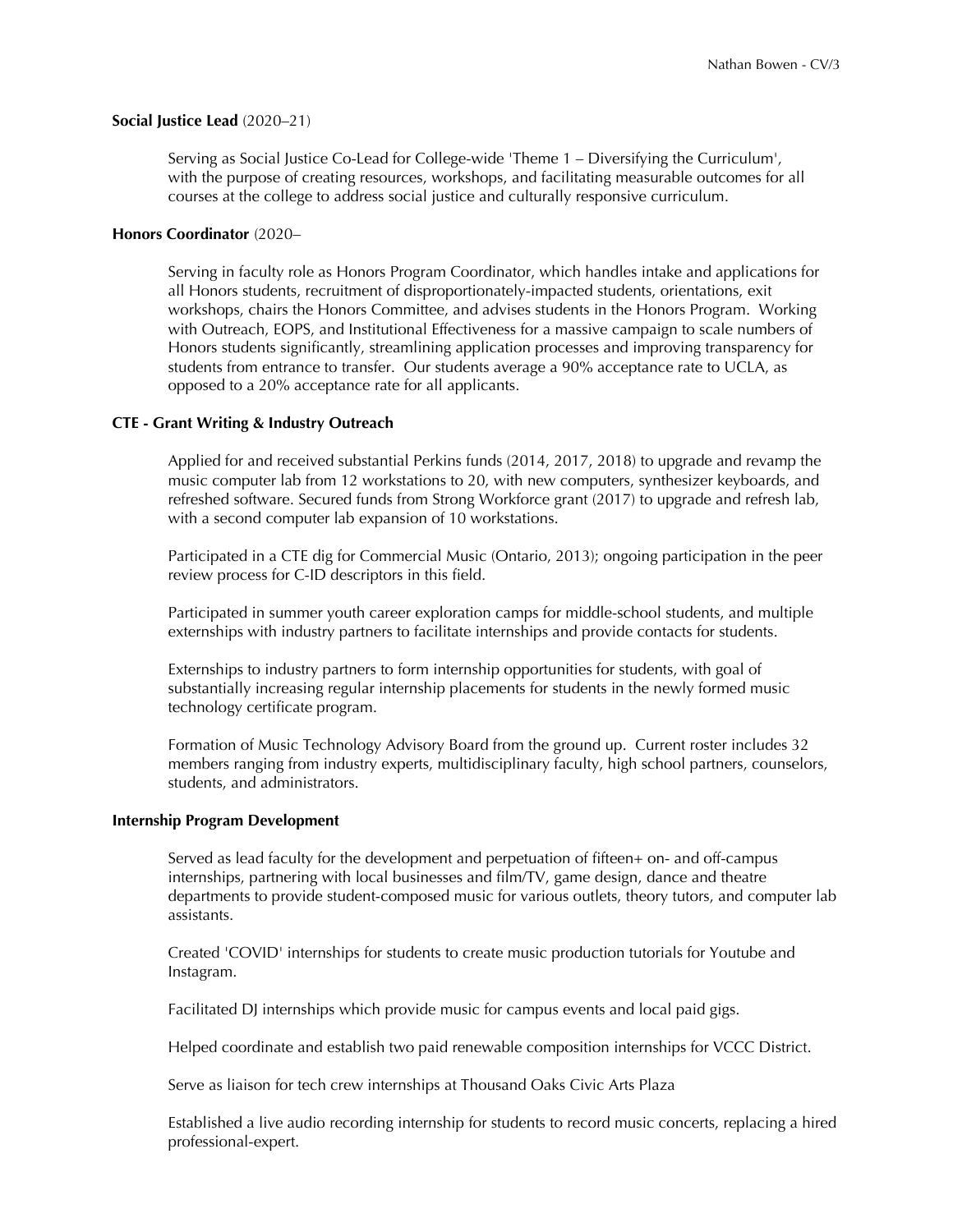**Social Justice Lead** (2020–21)

Serving as Social Justice Co-Lead for College-wide 'Theme 1 – Diversifying the Curriculum', with the purpose of creating resources, workshops, and facilitating measurable outcomes for all courses at the college to address social justice and culturally responsive curriculum.

**Honors Coordinator** (2020–

Serving in faculty role as Honors Program Coordinator, which handles intake and applications for all Honors students, recruitment of disproportionately-impacted students, orientations, exit workshops, chairs the Honors Committee, and advises students in the Honors Program. Working with Outreach, EOPS, and Institutional Effectiveness for a massive campaign to scale numbers of Honors students significantly, streamlining application processes and improving transparency for students from entrance to transfer. Our students average a 90% acceptance rate to UCLA, as opposed to a 20% acceptance rate for all applicants.

**CTE - Grant Writing & Industry Outreach**

Applied for and received substantial Perkins funds (2014, 2017, 2018) to upgrade and revamp the music computer lab from 12 workstations to 20, with new computers, synthesizer keyboards, and refreshed software. Secured funds from Strong Workforce grant (2017) to upgrade and refresh lab, with a second computer lab expansion of 10 workstations.

Participated in a CTE dig for Commercial Music (Ontario, 2013); ongoing participation in the peer review process for C-ID descriptors in this field.

Participated in summer youth career exploration camps for middle-school students, and multiple externships with industry partners to facilitate internships and provide contacts for students.

Externships to industry partners to form internship opportunities for students, with goal of substantially increasing regular internship placements for students in the newly formed music technology certificate program.

Formation of Music Technology Advisory Board from the ground up. Current roster includes 32 members ranging from industry experts, multidisciplinary faculty, high school partners, counselors, students, and administrators.

**Internship Program Development**

Served as lead faculty for the development and perpetuation of fifteen+ on- and off-campus internships, partnering with local businesses and film/TV, game design, dance and theatre departments to provide student-composed music for various outlets, theory tutors, and computer lab assistants.

Created 'COVID' internships for students to create music production tutorials for Youtube and Instagram.

Facilitated DJ internships which provide music for campus events and local paid gigs.

Helped coordinate and establish two paid renewable composition internships for VCCC District.

Serve as liaison for tech crew internships at Thousand Oaks Civic Arts Plaza

Established a live audio recording internship for students to record music concerts, replacing a hired professional-expert.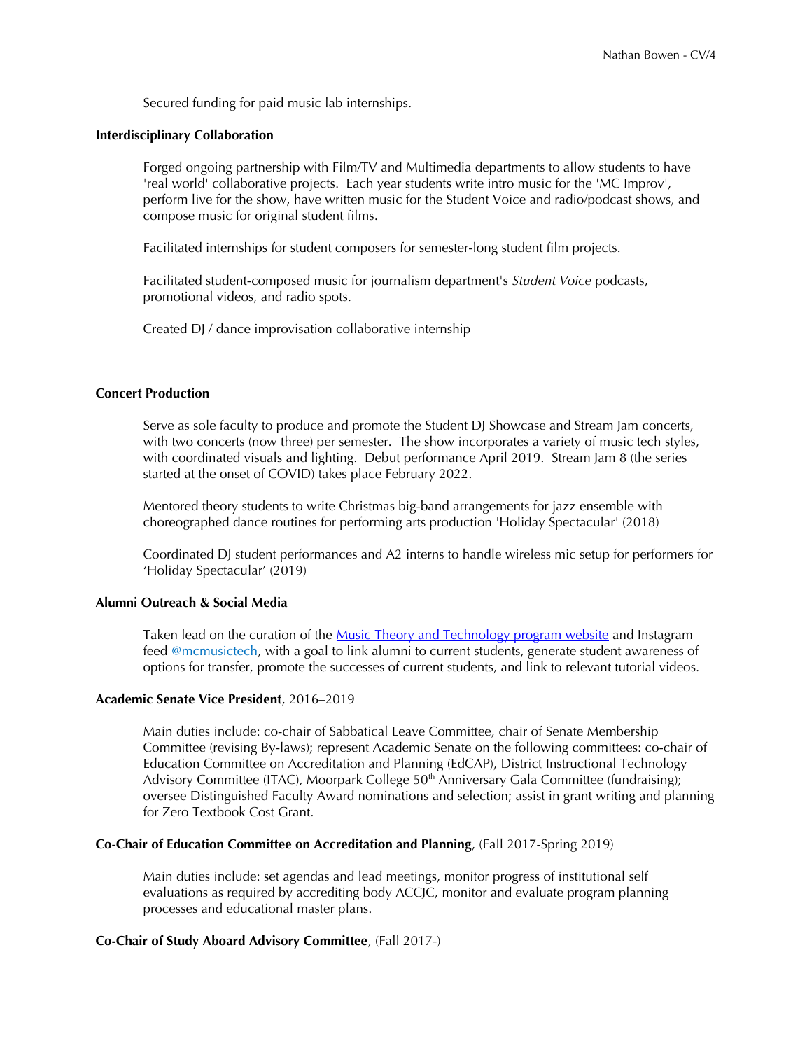Secured funding for paid music lab internships.

**Interdisciplinary Collaboration**

Forged ongoing partnership with Film/TV and Multimedia departments to allow students to have 'real world' collaborative projects. Each year students write intro music for the 'MC Improv', perform live for the show, have written music for the Student Voice and radio/podcast shows, and compose music for original student films.

Facilitated internships for student composers for semester-long student film projects.

Facilitated student-composed music for journalism department's *Student Voice* podcasts, promotional videos, and radio spots.

Created DJ / dance improvisation collaborative internship

**Concert Production**

Serve as sole faculty to produce and promote the Student DJ Showcase and Stream Jam concerts, with two concerts (now three) per semester. The show incorporates a variety of music tech styles, with coordinated visuals and lighting. Debut performance April 2019. Stream Jam 8 (the series started at the onset of COVID) takes place February 2022.

Mentored theory students to write Christmas big-band arrangements for jazz ensemble with choreographed dance routines for performing arts production 'Holiday Spectacular' (2018)

Coordinated DJ student performances and A2 interns to handle wireless mic setup for performers for 'Holiday Spectacular' (2019)

**Alumni Outreach & Social Media**

Taken lead on the curation of the [Music Theory and Technology program website]() and Instagram feed [@mcmusictech](), with a goal to link alumni to current students, generate student awareness of options for transfer, promote the successes of current students, and link to relevant tutorial videos.

**Academic Senate Vice President**, 2016–2019

Main duties include: co-chair of Sabbatical Leave Committee, chair of Senate Membership Committee (revising By-laws); represent Academic Senate on the following committees: co-chair of Education Committee on Accreditation and Planning (EdCAP), District Instructional Technology Advisory Committee (ITAC), Moorpark College 50th Anniversary Gala Committee (fundraising); oversee Distinguished Faculty Award nominations and selection; assist in grant writing and planning for Zero Textbook Cost Grant.

**Co-Chair of Education Committee on Accreditation and Planning**, (Fall 2017-Spring 2019)

Main duties include: set agendas and lead meetings, monitor progress of institutional self evaluations as required by accrediting body ACCJC, monitor and evaluate program planning processes and educational master plans.

**Co-Chair of Study Aboard Advisory Committee**, (Fall 2017-)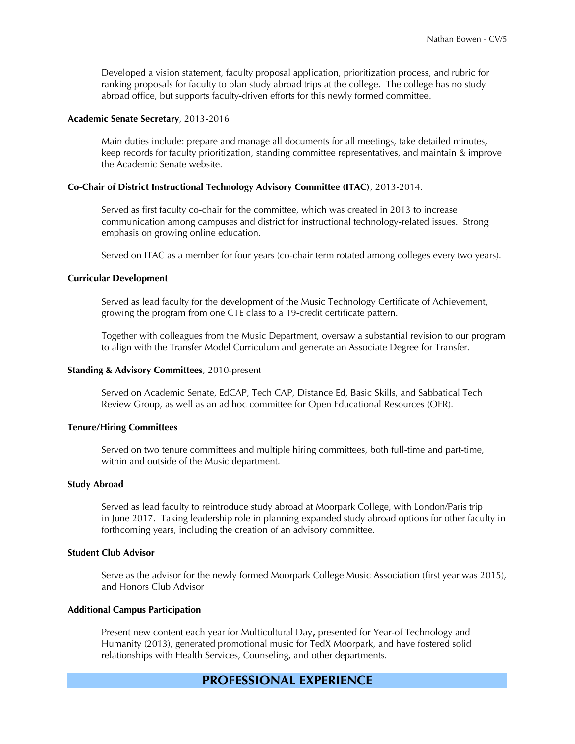Developed a vision statement, faculty proposal application, prioritization process, and rubric for ranking proposals for faculty to plan study abroad trips at the college. The college has no study abroad office, but supports faculty-driven efforts for this newly formed committee.

**Academic Senate Secretary**, 2013-2016

Main duties include: prepare and manage all documents for all meetings, take detailed minutes, keep records for faculty prioritization, standing committee representatives, and maintain & improve the Academic Senate website.

**Co-Chair of District Instructional Technology Advisory Committee (ITAC)**, 2013-2014.

Served as first faculty co-chair for the committee, which was created in 2013 to increase communication among campuses and district for instructional technology-related issues. Strong emphasis on growing online education.

Served on ITAC as a member for four years (co-chair term rotated among colleges every two years).

**Curricular Development**

Served as lead faculty for the development of the Music Technology Certificate of Achievement, growing the program from one CTE class to a 19-credit certificate pattern.

Together with colleagues from the Music Department, oversaw a substantial revision to our program to align with the Transfer Model Curriculum and generate an Associate Degree for Transfer.

**Standing & Advisory Committees**, 2010-present

Served on Academic Senate, EdCAP, Tech CAP, Distance Ed, Basic Skills, and Sabbatical Tech Review Group, as well as an ad hoc committee for Open Educational Resources (OER).

**Tenure/Hiring Committees**

Served on two tenure committees and multiple hiring committees, both full-time and part-time, within and outside of the Music department.

**Study Abroad**

Served as lead faculty to reintroduce study abroad at Moorpark College, with London/Paris trip in June 2017. Taking leadership role in planning expanded study abroad options for other faculty in forthcoming years, including the creation of an advisory committee.

**Student Club Advisor**

Serve as the advisor for the newly formed Moorpark College Music Association (first year was 2015), and Honors Club Advisor

**Additional Campus Participation**

Present new content each year for Multicultural Day**,** presented for Year-of Technology and Humanity (2013), generated promotional music for TedX Moorpark, and have fostered solid relationships with Health Services, Counseling, and other departments.

## PROFESSIONAL EXPERIENCE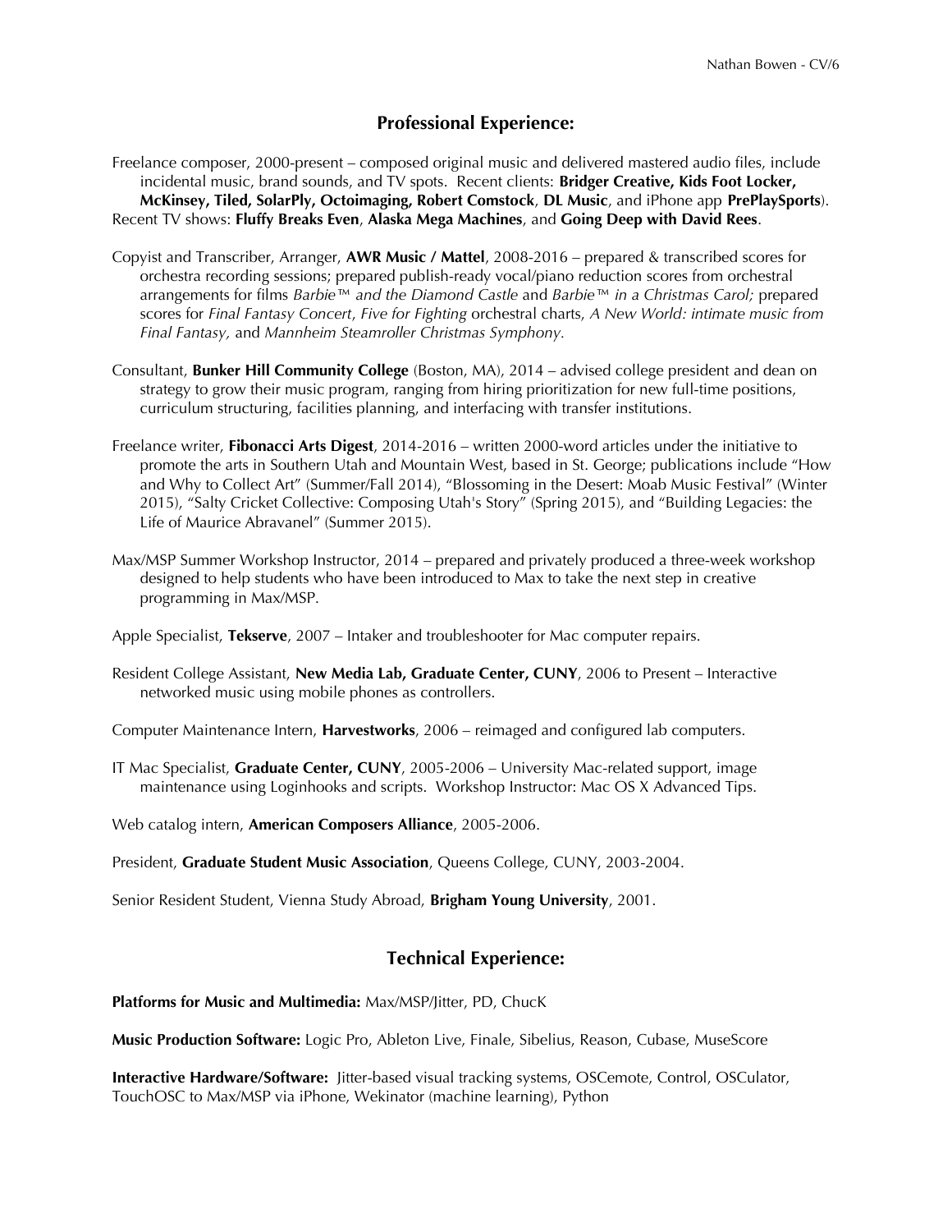## Professional Experience:

Freelance composer, 2000-present – composed original music and delivered mastered audio files, include incidental music, brand sounds, and TV spots. Recent clients: **Bridger Creative, Kids Foot Locker, McKinsey, Tiled, SolarPly, Octoimaging, Robert Comstock**, **DL Music**, and iPhone app **PrePlaySports**). Recent TV shows: **Fluffy Breaks Even**, **Alaska Mega Machines**, and **Going Deep with David Rees**.

Copyist and Transcriber, Arranger, **AWR Music / Mattel**, 2008-2016 – prepared & transcribed scores for orchestra recording sessions; prepared publish-ready vocal/piano reduction scores from orchestral arrangements for films *Barbie™ and the Diamond Castle* and *Barbie™ in a Christmas Carol;* prepared scores for *Final Fantasy Concert*, *Five for Fighting* orchestral charts, *A New World: intimate music from Final Fantasy,* and *Mannheim Steamroller Christmas Symphony*.

Consultant, **Bunker Hill Community College** (Boston, MA), 2014 – advised college president and dean on strategy to grow their music program, ranging from hiring prioritization for new full-time positions, curriculum structuring, facilities planning, and interfacing with transfer institutions.

Freelance writer, **Fibonacci Arts Digest**, 2014-2016 – written 2000-word articles under the initiative to promote the arts in Southern Utah and Mountain West, based in St. George; publications include "How and Why to Collect Art" (Summer/Fall 2014), "Blossoming in the Desert: Moab Music Festival" (Winter 2015), "Salty Cricket Collective: Composing Utah's Story" (Spring 2015), and "Building Legacies: the Life of Maurice Abravanel" (Summer 2015).

Max/MSP Summer Workshop Instructor, 2014 – prepared and privately produced a three-week workshop designed to help students who have been introduced to Max to take the next step in creative programming in Max/MSP.

Apple Specialist, **Tekserve**, 2007 – Intaker and troubleshooter for Mac computer repairs.

Resident College Assistant, **New Media Lab, Graduate Center, CUNY**, 2006 to Present – Interactive networked music using mobile phones as controllers.

Computer Maintenance Intern, **Harvestworks**, 2006 – reimaged and configured lab computers.

IT Mac Specialist, **Graduate Center, CUNY**, 2005-2006 – University Mac-related support, image maintenance using Loginhooks and scripts. Workshop Instructor: Mac OS X Advanced Tips.

Web catalog intern, **American Composers Alliance**, 2005-2006.

President, **Graduate Student Music Association**, Queens College, CUNY, 2003-2004.

Senior Resident Student, Vienna Study Abroad, **Brigham Young University**, 2001.

## Technical Experience:

**Platforms for Music and Multimedia:** Max/MSP/Jitter, PD, ChucK

**Music Production Software:** Logic Pro, Ableton Live, Finale, Sibelius, Reason, Cubase, MuseScore

**Interactive Hardware/Software:** Jitter-based visual tracking systems, OSCemote, Control, OSCulator, TouchOSC to Max/MSP via iPhone, Wekinator (machine learning), Python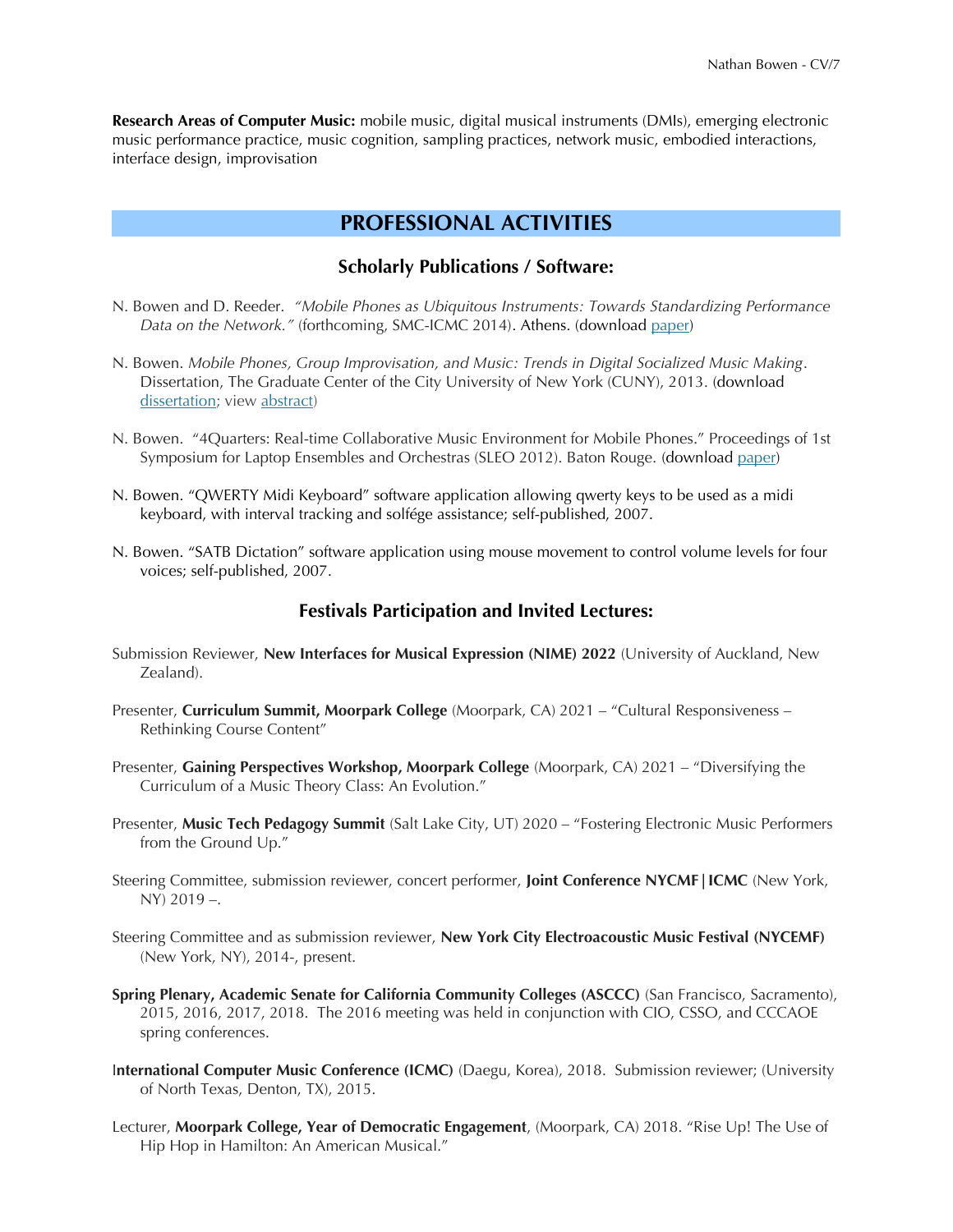**Research Areas of Computer Music:** mobile music, digital musical instruments (DMIs), emerging electronic music performance practice, music cognition, sampling practices, network music, embodied interactions, interface design, improvisation

# PROFESSIONAL ACTIVITIES

## Scholarly Publications / Software:

N. Bowen and D. Reeder. *"Mobile Phones as Ubiquitous Instruments: Towards Standardizing Performance Data on the Network."* (forthcoming, SMC-ICMC 2014). Athens. (download paper)

N. Bowen. *Mobile Phones, Group Improvisation, and Music: Trends in Digital Socialized Music Making*. Dissertation, The Graduate Center of the City University of New York (CUNY), 2013. (download dissertation; view abstract)

N. Bowen. "4Quarters: Real-time Collaborative Music Environment for Mobile Phones." Proceedings of 1st Symposium for Laptop Ensembles and Orchestras (SLEO 2012). Baton Rouge. (download paper)

N. Bowen. "QWERTY Midi Keyboard" software application allowing qwerty keys to be used as a midi keyboard, with interval tracking and solfége assistance; self-published, 2007.

N. Bowen. "SATB Dictation" software application using mouse movement to control volume levels for four voices; self-published, 2007.

## Festivals Participation and Invited Lectures:

Submission Reviewer, **New Interfaces for Musical Expression (NIME) 2022** (University of Auckland, New Zealand).

Presenter, **Curriculum Summit, Moorpark College** (Moorpark, CA) 2021 – "Cultural Responsiveness – Rethinking Course Content"

Presenter, **Gaining Perspectives Workshop, Moorpark College** (Moorpark, CA) 2021 – "Diversifying the Curriculum of a Music Theory Class: An Evolution."

Presenter, **Music Tech Pedagogy Summit** (Salt Lake City, UT) 2020 – "Fostering Electronic Music Performers from the Ground Up."

Steering Committee, submission reviewer, concert performer, **Joint Conference NYCMF|ICMC** (New York, NY) 2019 –.

Steering Committee and as submission reviewer, **New York City Electroacoustic Music Festival (NYCEMF)** (New York, NY), 2014-, present.

**Spring Plenary, Academic Senate for California Community Colleges (ASCCC)** (San Francisco, Sacramento), 2015, 2016, 2017, 2018. The 2016 meeting was held in conjunction with CIO, CSSO, and CCCAOE spring conferences.

**International Computer Music Conference (ICMC)** (Daegu, Korea), 2018. Submission reviewer; (University of North Texas, Denton, TX), 2015.

Lecturer, **Moorpark College, Year of Democratic Engagement**, (Moorpark, CA) 2018. "Rise Up! The Use of Hip Hop in Hamilton: An American Musical."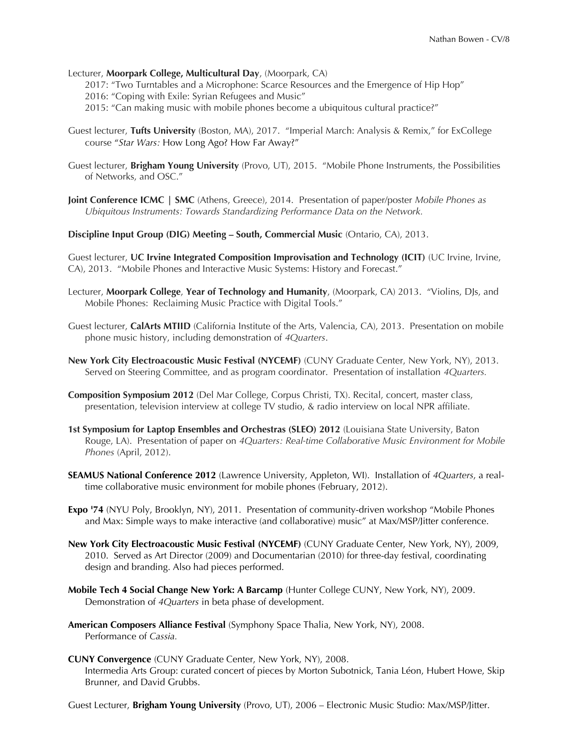Lecturer, **Moorpark College, Multicultural Day**, (Moorpark, CA)

2017: "Two Turntables and a Microphone: Scarce Resources and the Emergence of Hip Hop"
2016: "Coping with Exile: Syrian Refugees and Music"
2015: "Can making music with mobile phones become a ubiquitous cultural practice?"

Guest lecturer, **Tufts University** (Boston, MA), 2017. "Imperial March: Analysis & Remix," for ExCollege course "*Star Wars:* How Long Ago? How Far Away?"

Guest lecturer, **Brigham Young University** (Provo, UT), 2015. "Mobile Phone Instruments, the Possibilities of Networks, and OSC."

**Joint Conference ICMC | SMC** (Athens, Greece), 2014. Presentation of paper/poster *Mobile Phones as Ubiquitous Instruments: Towards Standardizing Performance Data on the Network.*

**Discipline Input Group (DIG) Meeting – South, Commercial Music** (Ontario, CA), 2013.

Guest lecturer, **UC Irvine Integrated Composition Improvisation and Technology (ICIT)** (UC Irvine, Irvine, CA), 2013. "Mobile Phones and Interactive Music Systems: History and Forecast."

Lecturer, **Moorpark College**, **Year of Technology and Humanity**, (Moorpark, CA) 2013. "Violins, DJs, and Mobile Phones: Reclaiming Music Practice with Digital Tools."

Guest lecturer, **CalArts MTIID** (California Institute of the Arts, Valencia, CA), 2013. Presentation on mobile phone music history, including demonstration of *4Quarters*.

**New York City Electroacoustic Music Festival (NYCEMF)** (CUNY Graduate Center, New York, NY), 2013. Served on Steering Committee, and as program coordinator. Presentation of installation *4Quarters.*

**Composition Symposium 2012** (Del Mar College, Corpus Christi, TX). Recital, concert, master class, presentation, television interview at college TV studio, & radio interview on local NPR affiliate.

**1st Symposium for Laptop Ensembles and Orchestras (SLEO) 2012** (Louisiana State University, Baton Rouge, LA). Presentation of paper on *4Quarters: Real-time Collaborative Music Environment for Mobile Phones* (April, 2012).

**SEAMUS National Conference 2012** (Lawrence University, Appleton, WI). Installation of *4Quarters*, a real-time collaborative music environment for mobile phones (February, 2012).

**Expo '74** (NYU Poly, Brooklyn, NY), 2011. Presentation of community-driven workshop "Mobile Phones and Max: Simple ways to make interactive (and collaborative) music" at Max/MSP/Jitter conference.

**New York City Electroacoustic Music Festival (NYCEMF)** (CUNY Graduate Center, New York, NY), 2009, 2010. Served as Art Director (2009) and Documentarian (2010) for three-day festival, coordinating design and branding. Also had pieces performed.

**Mobile Tech 4 Social Change New York: A Barcamp** (Hunter College CUNY, New York, NY), 2009. Demonstration of *4Quarters* in beta phase of development.

**American Composers Alliance Festival** (Symphony Space Thalia, New York, NY), 2008. Performance of *Cassia.*

**CUNY Convergence** (CUNY Graduate Center, New York, NY), 2008. Intermedia Arts Group: curated concert of pieces by Morton Subotnick, Tania Léon, Hubert Howe, Skip Brunner, and David Grubbs.

Guest Lecturer, **Brigham Young University** (Provo, UT), 2006 – Electronic Music Studio: Max/MSP/Jitter.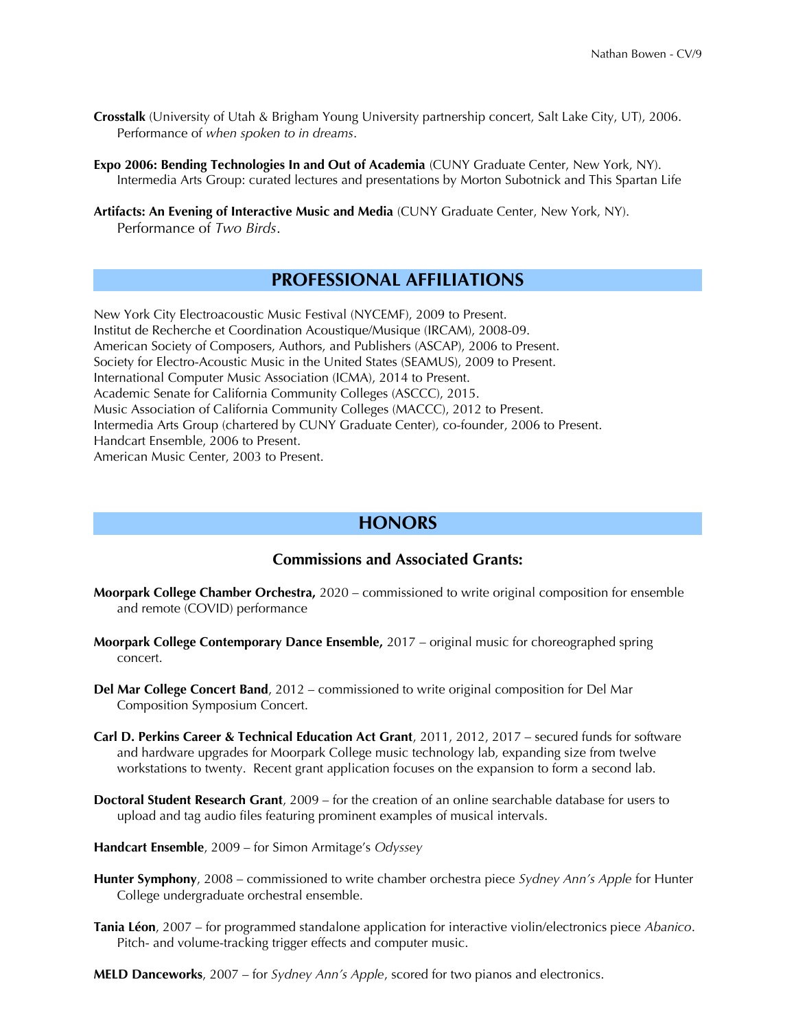**Crosstalk** (University of Utah & Brigham Young University partnership concert, Salt Lake City, UT), 2006. Performance of *when spoken to in dreams*.

**Expo 2006: Bending Technologies In and Out of Academia** (CUNY Graduate Center, New York, NY). Intermedia Arts Group: curated lectures and presentations by Morton Subotnick and This Spartan Life

**Artifacts: An Evening of Interactive Music and Media** (CUNY Graduate Center, New York, NY). Performance of *Two Birds*.

## PROFESSIONAL AFFILIATIONS

New York City Electroacoustic Music Festival (NYCEMF), 2009 to Present.
Institut de Recherche et Coordination Acoustique/Musique (IRCAM), 2008-09.
American Society of Composers, Authors, and Publishers (ASCAP), 2006 to Present.
Society for Electro-Acoustic Music in the United States (SEAMUS), 2009 to Present.
International Computer Music Association (ICMA), 2014 to Present.
Academic Senate for California Community Colleges (ASCCC), 2015.
Music Association of California Community Colleges (MACCC), 2012 to Present.
Intermedia Arts Group (chartered by CUNY Graduate Center), co-founder, 2006 to Present.
Handcart Ensemble, 2006 to Present.
American Music Center, 2003 to Present.

## HONORS

### Commissions and Associated Grants:

**Moorpark College Chamber Orchestra,** 2020 – commissioned to write original composition for ensemble and remote (COVID) performance

**Moorpark College Contemporary Dance Ensemble,** 2017 – original music for choreographed spring concert.

**Del Mar College Concert Band**, 2012 – commissioned to write original composition for Del Mar Composition Symposium Concert.

**Carl D. Perkins Career & Technical Education Act Grant**, 2011, 2012, 2017 – secured funds for software and hardware upgrades for Moorpark College music technology lab, expanding size from twelve workstations to twenty. Recent grant application focuses on the expansion to form a second lab.

**Doctoral Student Research Grant**, 2009 – for the creation of an online searchable database for users to upload and tag audio files featuring prominent examples of musical intervals.

**Handcart Ensemble**, 2009 – for Simon Armitage's *Odyssey*

**Hunter Symphony**, 2008 – commissioned to write chamber orchestra piece *Sydney Ann's Apple* for Hunter College undergraduate orchestral ensemble.

**Tania Léon**, 2007 – for programmed standalone application for interactive violin/electronics piece *Abanico*. Pitch- and volume-tracking trigger effects and computer music.

**MELD Danceworks**, 2007 – for *Sydney Ann's Apple*, scored for two pianos and electronics.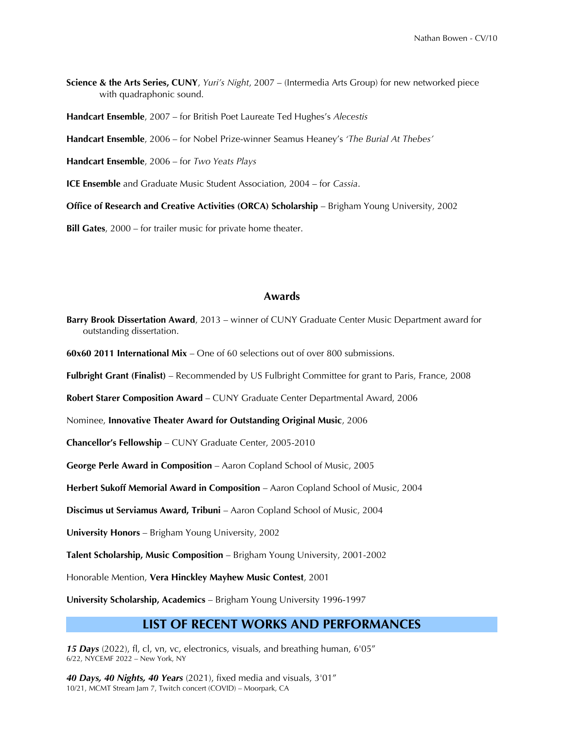**Science & the Arts Series, CUNY**, *Yuri's Night*, 2007 – (Intermedia Arts Group) for new networked piece with quadraphonic sound.

**Handcart Ensemble**, 2007 – for British Poet Laureate Ted Hughes's *Alecestis*

**Handcart Ensemble**, 2006 – for Nobel Prize-winner Seamus Heaney's *'The Burial At Thebes'*

**Handcart Ensemble**, 2006 – for *Two Yeats Plays*

**ICE Ensemble** and Graduate Music Student Association, 2004 – for *Cassia*.

**Office of Research and Creative Activities (ORCA) Scholarship** – Brigham Young University, 2002

**Bill Gates**, 2000 – for trailer music for private home theater.

### Awards

**Barry Brook Dissertation Award**, 2013 – winner of CUNY Graduate Center Music Department award for outstanding dissertation.

**60x60 2011 International Mix** – One of 60 selections out of over 800 submissions.

**Fulbright Grant (Finalist)** – Recommended by US Fulbright Committee for grant to Paris, France, 2008

**Robert Starer Composition Award** – CUNY Graduate Center Departmental Award, 2006

Nominee, **Innovative Theater Award for Outstanding Original Music**, 2006

**Chancellor's Fellowship** – CUNY Graduate Center, 2005-2010

**George Perle Award in Composition** – Aaron Copland School of Music, 2005

**Herbert Sukoff Memorial Award in Composition** – Aaron Copland School of Music, 2004

**Discimus ut Serviamus Award, Tribuni** – Aaron Copland School of Music, 2004

**University Honors** – Brigham Young University, 2002

**Talent Scholarship, Music Composition** – Brigham Young University, 2001-2002

Honorable Mention, **Vera Hinckley Mayhew Music Contest**, 2001

**University Scholarship, Academics** – Brigham Young University 1996-1997

## LIST OF RECENT WORKS AND PERFORMANCES

***15 Days*** (2022), fl, cl, vn, vc, electronics, visuals, and breathing human, 6'05"
6/22, NYCEMF 2022 – New York, NY

***40 Days, 40 Nights, 40 Years*** (2021), fixed media and visuals, 3'01"
10/21, MCMT Stream Jam 7, Twitch concert (COVID) – Moorpark, CA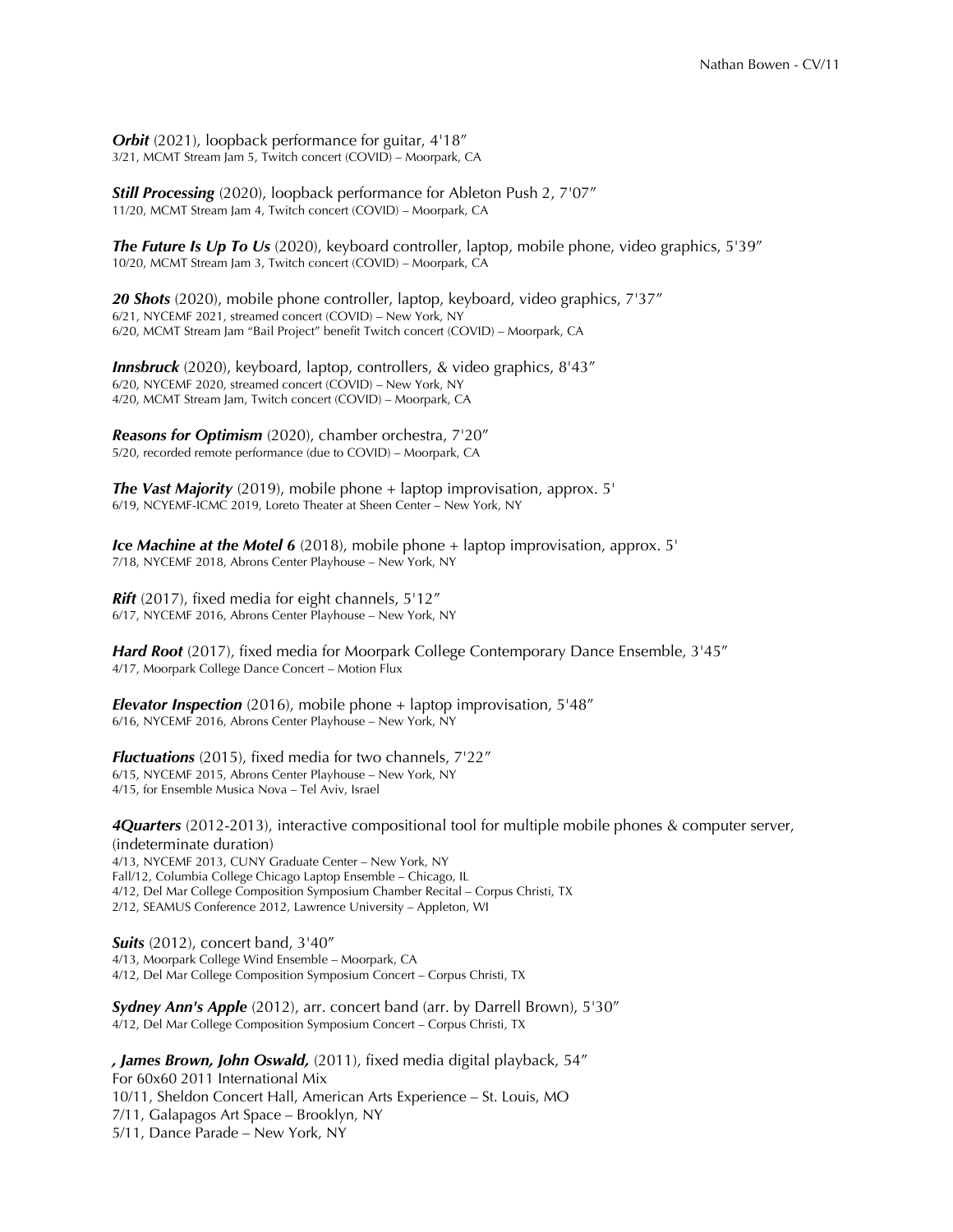***Orbit*** (2021), loopback performance for guitar, 4'18"
3/21, MCMT Stream Jam 5, Twitch concert (COVID) – Moorpark, CA

***Still Processing*** (2020), loopback performance for Ableton Push 2, 7'07"
11/20, MCMT Stream Jam 4, Twitch concert (COVID) – Moorpark, CA

***The Future Is Up To Us*** (2020), keyboard controller, laptop, mobile phone, video graphics, 5'39"
10/20, MCMT Stream Jam 3, Twitch concert (COVID) – Moorpark, CA

***20 Shots*** (2020), mobile phone controller, laptop, keyboard, video graphics, 7'37"
6/21, NYCEMF 2021, streamed concert (COVID) – New York, NY
6/20, MCMT Stream Jam "Bail Project" benefit Twitch concert (COVID) – Moorpark, CA

***Innsbruck*** (2020), keyboard, laptop, controllers, & video graphics, 8'43"
6/20, NYCEMF 2020, streamed concert (COVID) – New York, NY
4/20, MCMT Stream Jam, Twitch concert (COVID) – Moorpark, CA

***Reasons for Optimism*** (2020), chamber orchestra, 7'20"
5/20, recorded remote performance (due to COVID) – Moorpark, CA

***The Vast Majority*** (2019), mobile phone + laptop improvisation, approx. 5'
6/19, NCYEMF-ICMC 2019, Loreto Theater at Sheen Center – New York, NY

***Ice Machine at the Motel 6*** (2018), mobile phone + laptop improvisation, approx. 5'
7/18, NYCEMF 2018, Abrons Center Playhouse – New York, NY

***Rift*** (2017), fixed media for eight channels, 5'12"
6/17, NYCEMF 2016, Abrons Center Playhouse – New York, NY

***Hard Root*** (2017), fixed media for Moorpark College Contemporary Dance Ensemble, 3'45"
4/17, Moorpark College Dance Concert – Motion Flux

***Elevator Inspection*** (2016), mobile phone + laptop improvisation, 5'48"
6/16, NYCEMF 2016, Abrons Center Playhouse – New York, NY

***Fluctuations*** (2015), fixed media for two channels, 7'22"
6/15, NYCEMF 2015, Abrons Center Playhouse – New York, NY
4/15, for Ensemble Musica Nova – Tel Aviv, Israel

***4Quarters*** (2012-2013), interactive compositional tool for multiple mobile phones & computer server, (indeterminate duration)
4/13, NYCEMF 2013, CUNY Graduate Center – New York, NY
Fall/12, Columbia College Chicago Laptop Ensemble – Chicago, IL
4/12, Del Mar College Composition Symposium Chamber Recital – Corpus Christi, TX
2/12, SEAMUS Conference 2012, Lawrence University – Appleton, WI

***Suits*** (2012), concert band, 3'40"
4/13, Moorpark College Wind Ensemble – Moorpark, CA
4/12, Del Mar College Composition Symposium Concert – Corpus Christi, TX

***Sydney Ann's Apple*** (2012), arr. concert band (arr. by Darrell Brown), 5'30"
4/12, Del Mar College Composition Symposium Concert – Corpus Christi, TX

***, James Brown, John Oswald,*** (2011), fixed media digital playback, 54"
For 60x60 2011 International Mix
10/11, Sheldon Concert Hall, American Arts Experience – St. Louis, MO
7/11, Galapagos Art Space – Brooklyn, NY
5/11, Dance Parade – New York, NY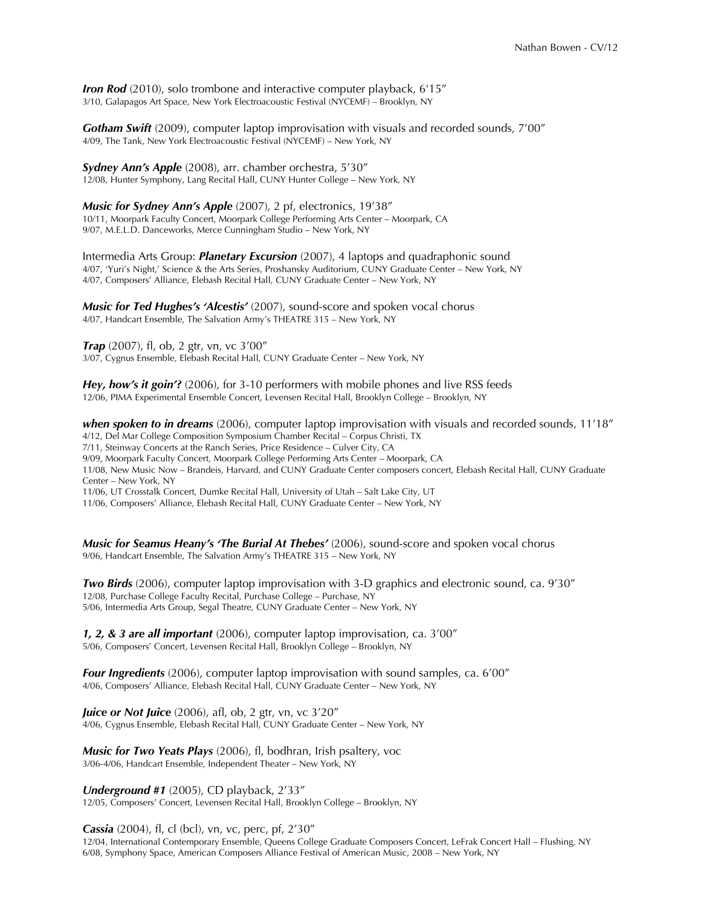***Iron Rod*** (2010), solo trombone and interactive computer playback, 6'15"
3/10, Galapagos Art Space, New York Electroacoustic Festival (NYCEMF) – Brooklyn, NY

***Gotham Swift*** (2009), computer laptop improvisation with visuals and recorded sounds, 7'00"
4/09, The Tank, New York Electroacoustic Festival (NYCEMF) – New York, NY

***Sydney Ann's Apple*** (2008), arr. chamber orchestra, 5'30"
12/08, Hunter Symphony, Lang Recital Hall, CUNY Hunter College – New York, NY

***Music for Sydney Ann's Apple*** (2007), 2 pf, electronics, 19'38"
10/11, Moorpark Faculty Concert, Moorpark College Performing Arts Center – Moorpark, CA
9/07, M.E.L.D. Danceworks, Merce Cunningham Studio – New York, NY

Intermedia Arts Group: ***Planetary Excursion*** (2007), 4 laptops and quadraphonic sound
4/07, 'Yuri's Night,' Science & the Arts Series, Proshansky Auditorium, CUNY Graduate Center – New York, NY
4/07, Composers' Alliance, Elebash Recital Hall, CUNY Graduate Center – New York, NY

***Music for Ted Hughes's 'Alcestis'*** (2007), sound-score and spoken vocal chorus
4/07, Handcart Ensemble, The Salvation Army's THEATRE 315 – New York, NY

***Trap*** (2007), fl, ob, 2 gtr, vn, vc 3'00"
3/07, Cygnus Ensemble, Elebash Recital Hall, CUNY Graduate Center – New York, NY

***Hey, how's it goin'?*** (2006), for 3-10 performers with mobile phones and live RSS feeds
12/06, PIMA Experimental Ensemble Concert, Levensen Recital Hall, Brooklyn College – Brooklyn, NY

***when spoken to in dreams*** (2006), computer laptop improvisation with visuals and recorded sounds, 11'18"
4/12, Del Mar College Composition Symposium Chamber Recital – Corpus Christi, TX
7/11, Steinway Concerts at the Ranch Series, Price Residence – Culver City, CA
9/09, Moorpark Faculty Concert, Moorpark College Performing Arts Center – Moorpark, CA
11/08, New Music Now – Brandeis, Harvard, and CUNY Graduate Center composers concert, Elebash Recital Hall, CUNY Graduate Center – New York, NY
11/06, UT Crosstalk Concert, Dumke Recital Hall, University of Utah – Salt Lake City, UT
11/06, Composers' Alliance, Elebash Recital Hall, CUNY Graduate Center – New York, NY

***Music for Seamus Heany's 'The Burial At Thebes'*** (2006), sound-score and spoken vocal chorus
9/06, Handcart Ensemble, The Salvation Army's THEATRE 315 – New York, NY

***Two Birds*** (2006), computer laptop improvisation with 3-D graphics and electronic sound, ca. 9'30"
12/08, Purchase College Faculty Recital, Purchase College – Purchase, NY
5/06, Intermedia Arts Group, Segal Theatre, CUNY Graduate Center – New York, NY

***1, 2, & 3 are all important*** (2006), computer laptop improvisation, ca. 3'00"
5/06, Composers' Concert, Levensen Recital Hall, Brooklyn College – Brooklyn, NY

***Four Ingredients*** (2006), computer laptop improvisation with sound samples, ca. 6'00"
4/06, Composers' Alliance, Elebash Recital Hall, CUNY Graduate Center – New York, NY

***Juice or Not Juice*** (2006), afl, ob, 2 gtr, vn, vc 3'20"
4/06, Cygnus Ensemble, Elebash Recital Hall, CUNY Graduate Center – New York, NY

***Music for Two Yeats Plays*** (2006), fl, bodhran, Irish psaltery, voc
3/06-4/06, Handcart Ensemble, Independent Theater – New York, NY

***Underground #1*** (2005), CD playback, 2'33"
12/05, Composers' Concert, Levensen Recital Hall, Brooklyn College – Brooklyn, NY

***Cassia*** (2004), fl, cl (bcl), vn, vc, perc, pf, 2'30"
12/04, International Contemporary Ensemble, Queens College Graduate Composers Concert, LeFrak Concert Hall – Flushing, NY
6/08, Symphony Space, American Composers Alliance Festival of American Music, 2008 – New York, NY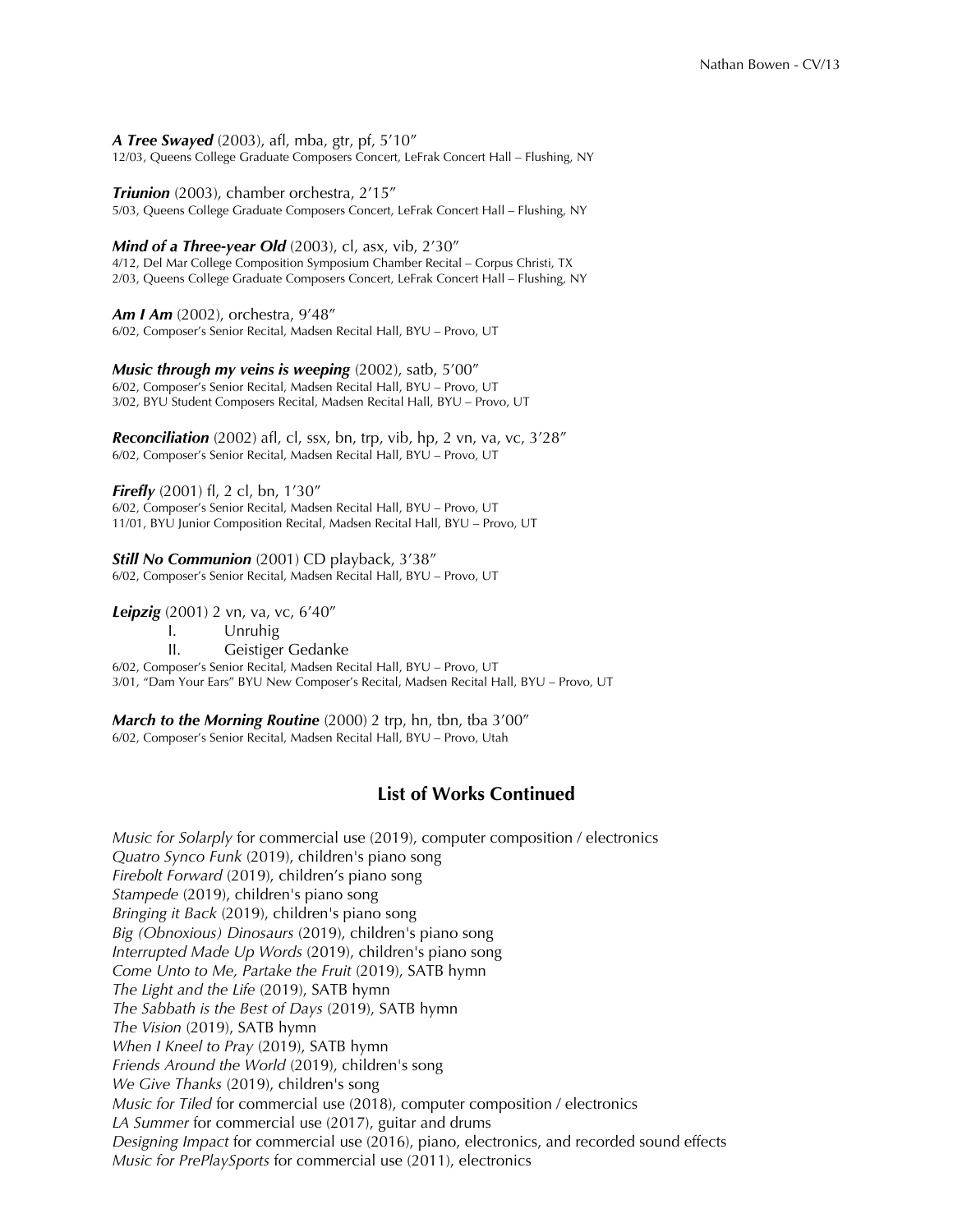***A Tree Swayed*** (2003), afl, mba, gtr, pf, 5'10"
12/03, Queens College Graduate Composers Concert, LeFrak Concert Hall – Flushing, NY

***Triunion*** (2003), chamber orchestra, 2'15"
5/03, Queens College Graduate Composers Concert, LeFrak Concert Hall – Flushing, NY

***Mind of a Three-year Old*** (2003), cl, asx, vib, 2'30"
4/12, Del Mar College Composition Symposium Chamber Recital – Corpus Christi, TX
2/03, Queens College Graduate Composers Concert, LeFrak Concert Hall – Flushing, NY

***Am I Am*** (2002), orchestra, 9'48"
6/02, Composer's Senior Recital, Madsen Recital Hall, BYU – Provo, UT

***Music through my veins is weeping*** (2002), satb, 5'00"
6/02, Composer's Senior Recital, Madsen Recital Hall, BYU – Provo, UT
3/02, BYU Student Composers Recital, Madsen Recital Hall, BYU – Provo, UT

***Reconciliation*** (2002) afl, cl, ssx, bn, trp, vib, hp, 2 vn, va, vc, 3'28"
6/02, Composer's Senior Recital, Madsen Recital Hall, BYU – Provo, UT

***Firefly*** (2001) fl, 2 cl, bn, 1'30"
6/02, Composer's Senior Recital, Madsen Recital Hall, BYU – Provo, UT
11/01, BYU Junior Composition Recital, Madsen Recital Hall, BYU – Provo, UT

***Still No Communion*** (2001) CD playback, 3'38"
6/02, Composer's Senior Recital, Madsen Recital Hall, BYU – Provo, UT

***Leipzig*** (2001) 2 vn, va, vc, 6'40"

I. Unruhig
II. Geistiger Gedanke

6/02, Composer's Senior Recital, Madsen Recital Hall, BYU – Provo, UT
3/01, "Dam Your Ears" BYU New Composer's Recital, Madsen Recital Hall, BYU – Provo, UT

***March to the Morning Routine*** (2000) 2 trp, hn, tbn, tba 3'00"
6/02, Composer's Senior Recital, Madsen Recital Hall, BYU – Provo, Utah

## List of Works Continued

*Music for Solarply* for commercial use (2019), computer composition / electronics
*Quatro Synco Funk* (2019), children's piano song
*Firebolt Forward* (2019), children's piano song
*Stampede* (2019), children's piano song
*Bringing it Back* (2019), children's piano song
*Big (Obnoxious) Dinosaurs* (2019), children's piano song
*Interrupted Made Up Words* (2019), children's piano song
*Come Unto to Me, Partake the Fruit* (2019), SATB hymn
*The Light and the Life* (2019), SATB hymn
*The Sabbath is the Best of Days* (2019), SATB hymn
*The Vision* (2019), SATB hymn
*When I Kneel to Pray* (2019), SATB hymn
*Friends Around the World* (2019), children's song
*We Give Thanks* (2019), children's song
*Music for Tiled* for commercial use (2018), computer composition / electronics
*LA Summer* for commercial use (2017), guitar and drums
*Designing Impact* for commercial use (2016), piano, electronics, and recorded sound effects
*Music for PrePlaySports* for commercial use (2011), electronics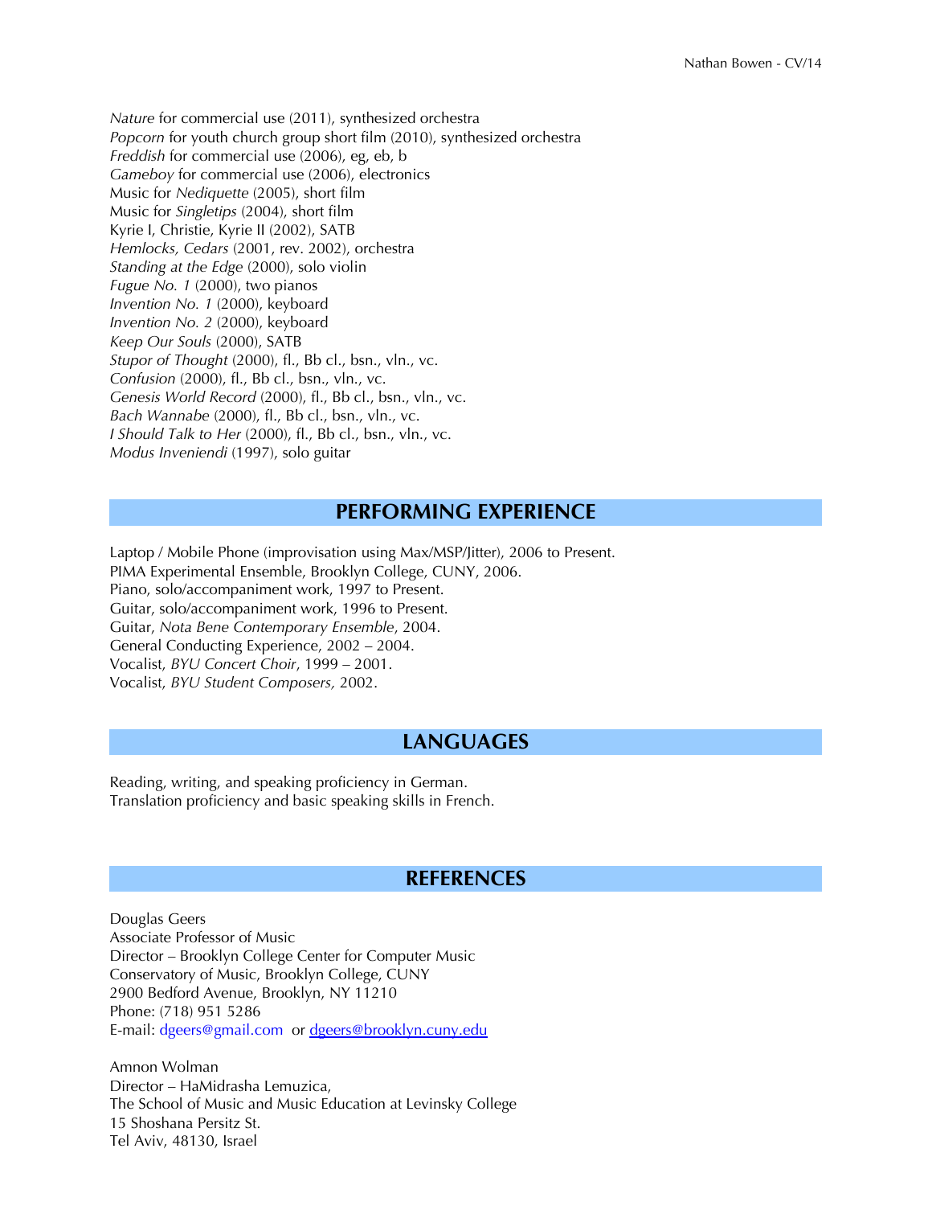*Nature* for commercial use (2011), synthesized orchestra
*Popcorn* for youth church group short film (2010), synthesized orchestra
*Freddish* for commercial use (2006), eg, eb, b
*Gameboy* for commercial use (2006), electronics
Music for *Nediquette* (2005), short film
Music for *Singletips* (2004), short film
Kyrie I, Christie, Kyrie II (2002), SATB
*Hemlocks, Cedars* (2001, rev. 2002), orchestra
*Standing at the Edge* (2000), solo violin
*Fugue No. 1* (2000), two pianos
*Invention No. 1* (2000), keyboard
*Invention No. 2* (2000), keyboard
*Keep Our Souls* (2000), SATB
*Stupor of Thought* (2000), fl., Bb cl., bsn., vln., vc.
*Confusion* (2000), fl., Bb cl., bsn., vln., vc.
*Genesis World Record* (2000), fl., Bb cl., bsn., vln., vc.
*Bach Wannabe* (2000), fl., Bb cl., bsn., vln., vc.
*I Should Talk to Her* (2000), fl., Bb cl., bsn., vln., vc.
*Modus Inveniendi* (1997), solo guitar

## PERFORMING EXPERIENCE

Laptop / Mobile Phone (improvisation using Max/MSP/Jitter), 2006 to Present.
PIMA Experimental Ensemble, Brooklyn College, CUNY, 2006.
Piano, solo/accompaniment work, 1997 to Present.
Guitar, solo/accompaniment work, 1996 to Present.
Guitar, *Nota Bene Contemporary Ensemble*, 2004.
General Conducting Experience, 2002 – 2004.
Vocalist, *BYU Concert Choir*, 1999 – 2001.
Vocalist, *BYU Student Composers,* 2002.

## LANGUAGES

Reading, writing, and speaking proficiency in German.
Translation proficiency and basic speaking skills in French.

## REFERENCES

Douglas Geers
Associate Professor of Music
Director – Brooklyn College Center for Computer Music
Conservatory of Music, Brooklyn College, CUNY
2900 Bedford Avenue, Brooklyn, NY 11210
Phone: (718) 951 5286
E-mail: dgeers@gmail.com or dgeers@brooklyn.cuny.edu

Amnon Wolman
Director – HaMidrasha Lemuzica,
The School of Music and Music Education at Levinsky College
15 Shoshana Persitz St.
Tel Aviv, 48130, Israel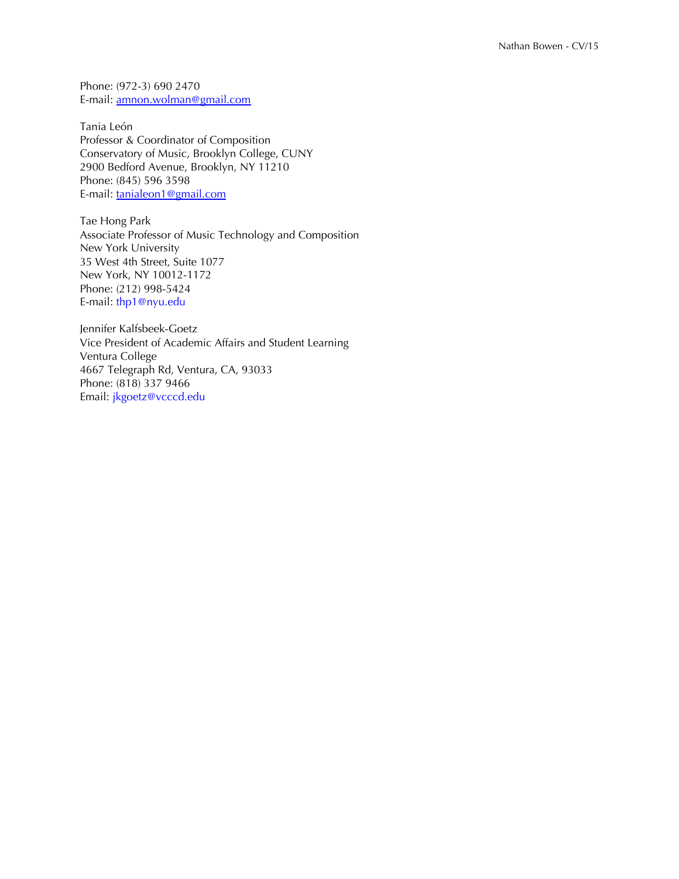Phone: (972-3) 690 2470
E-mail: amnon.wolman@gmail.com

Tania León
Professor & Coordinator of Composition
Conservatory of Music, Brooklyn College, CUNY
2900 Bedford Avenue, Brooklyn, NY 11210
Phone: (845) 596 3598
E-mail: tanialeon1@gmail.com

Tae Hong Park
Associate Professor of Music Technology and Composition
New York University
35 West 4th Street, Suite 1077
New York, NY 10012-1172
Phone: (212) 998-5424
E-mail: thp1@nyu.edu

Jennifer Kalfsbeek-Goetz
Vice President of Academic Affairs and Student Learning
Ventura College
4667 Telegraph Rd, Ventura, CA, 93033
Phone: (818) 337 9466
Email: jkgoetz@vcccd.edu